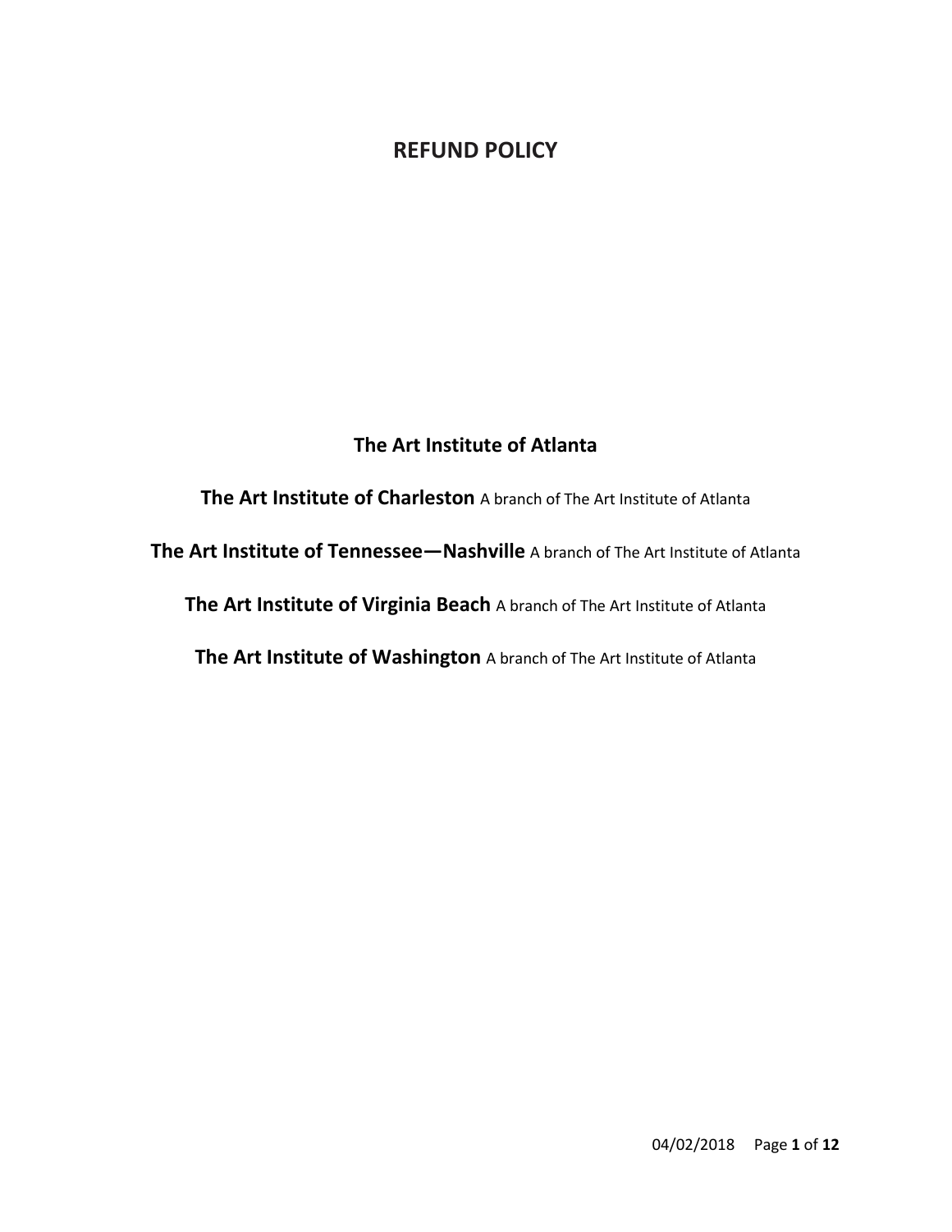# REFUND POLICY

**The Art Institute of Atlanta**

**The Art Institute of Charleston** A branch of The Art Institute of Atlanta

**The Art Institute of Tennessee—Nashville** A branch of The Art Institute of Atlanta

**The Art Institute of Virginia Beach** A branch of The Art Institute of Atlanta

**The Art Institute of Washington** A branch of The Art Institute of Atlanta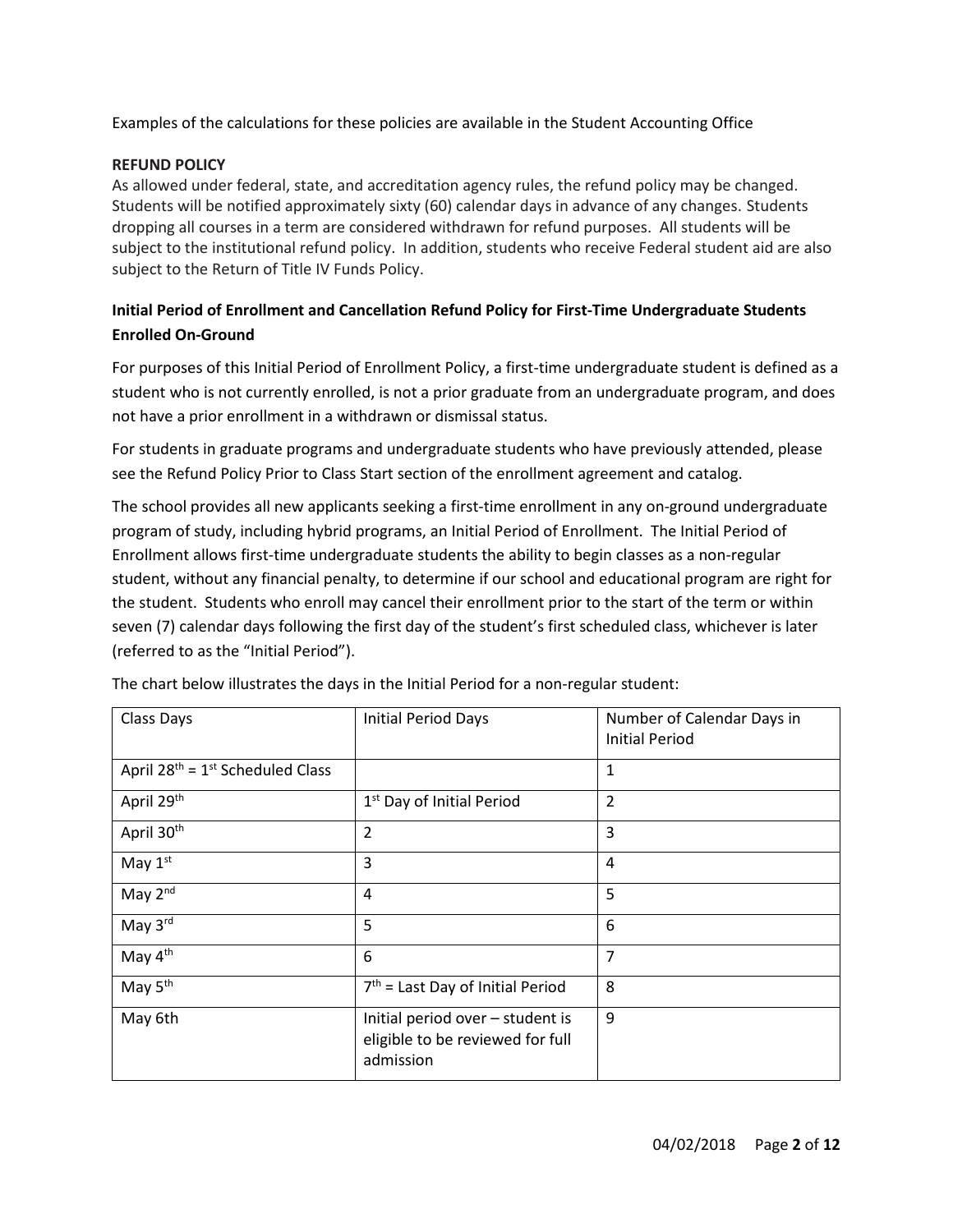Examples of the calculations for these policies are available in the Student Accounting Office

**REFUND POLICY**

As allowed under federal, state, and accreditation agency rules, the refund policy may be changed. Students will be notified approximately sixty (60) calendar days in advance of any changes. Students dropping all courses in a term are considered withdrawn for refund purposes. All students will be subject to the institutional refund policy. In addition, students who receive Federal student aid are also subject to the Return of Title IV Funds Policy.

**Initial Period of Enrollment and Cancellation Refund Policy for First-Time Undergraduate Students Enrolled On-Ground**

For purposes of this Initial Period of Enrollment Policy, a first-time undergraduate student is defined as a student who is not currently enrolled, is not a prior graduate from an undergraduate program, and does not have a prior enrollment in a withdrawn or dismissal status.

For students in graduate programs and undergraduate students who have previously attended, please see the Refund Policy Prior to Class Start section of the enrollment agreement and catalog.

The school provides all new applicants seeking a first-time enrollment in any on-ground undergraduate program of study, including hybrid programs, an Initial Period of Enrollment. The Initial Period of Enrollment allows first-time undergraduate students the ability to begin classes as a non-regular student, without any financial penalty, to determine if our school and educational program are right for the student. Students who enroll may cancel their enrollment prior to the start of the term or within seven (7) calendar days following the first day of the student's first scheduled class, whichever is later (referred to as the "Initial Period").

The chart below illustrates the days in the Initial Period for a non-regular student:

| Class Days | Initial Period Days | Number of Calendar Days in Initial Period |
|---|---|---|
| April 28th = 1st Scheduled Class | | 1 |
| April 29th | 1st Day of Initial Period | 2 |
| April 30th | 2 | 3 |
| May 1st | 3 | 4 |
| May 2nd | 4 | 5 |
| May 3rd | 5 | 6 |
| May 4th | 6 | 7 |
| May 5th | 7th = Last Day of Initial Period | 8 |
| May 6th | Initial period over – student is eligible to be reviewed for full admission | 9 |

04/02/2018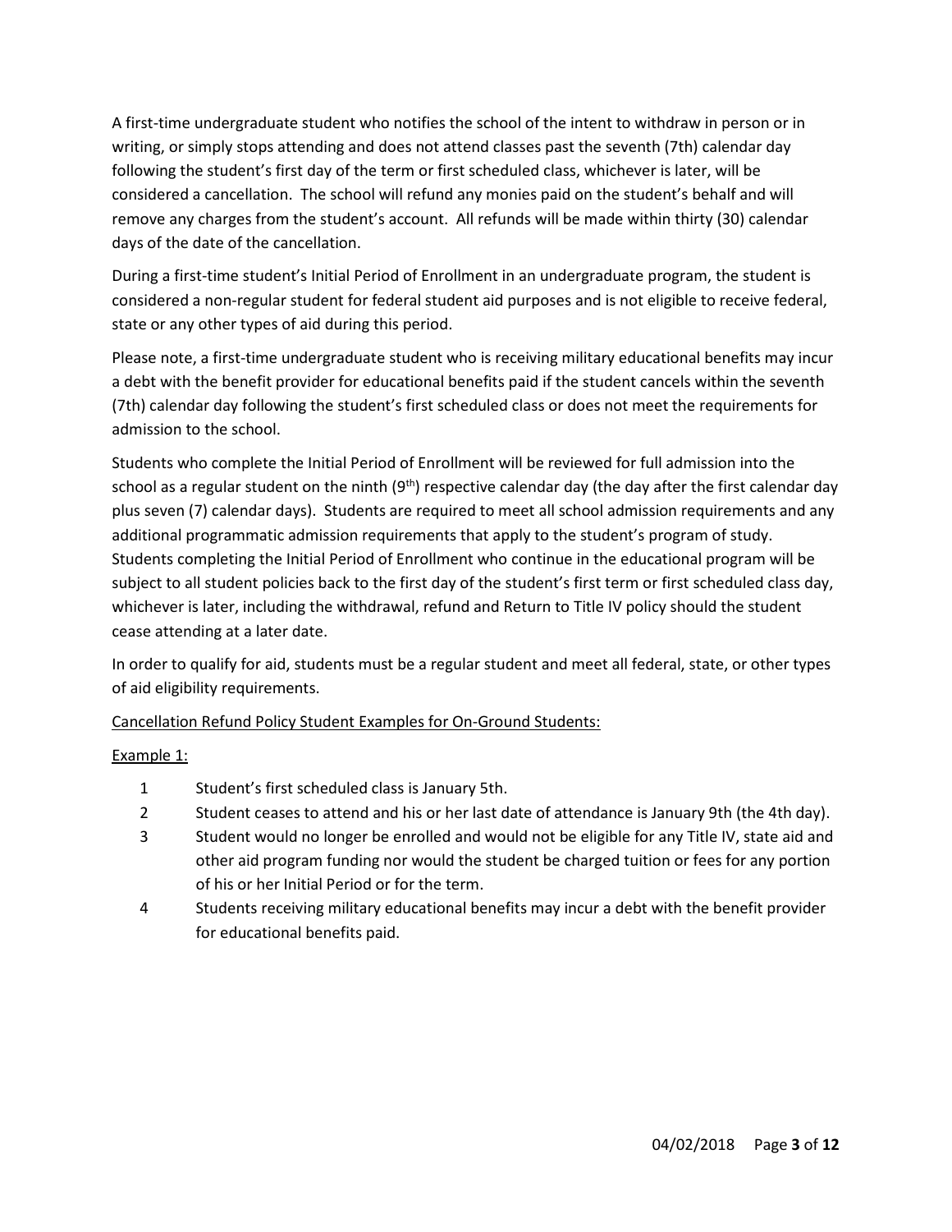A first-time undergraduate student who notifies the school of the intent to withdraw in person or in writing, or simply stops attending and does not attend classes past the seventh (7th) calendar day following the student's first day of the term or first scheduled class, whichever is later, will be considered a cancellation. The school will refund any monies paid on the student's behalf and will remove any charges from the student's account. All refunds will be made within thirty (30) calendar days of the date of the cancellation.

During a first-time student's Initial Period of Enrollment in an undergraduate program, the student is considered a non-regular student for federal student aid purposes and is not eligible to receive federal, state or any other types of aid during this period.

Please note, a first-time undergraduate student who is receiving military educational benefits may incur a debt with the benefit provider for educational benefits paid if the student cancels within the seventh (7th) calendar day following the student's first scheduled class or does not meet the requirements for admission to the school.

Students who complete the Initial Period of Enrollment will be reviewed for full admission into the school as a regular student on the ninth (9th) respective calendar day (the day after the first calendar day plus seven (7) calendar days). Students are required to meet all school admission requirements and any additional programmatic admission requirements that apply to the student's program of study. Students completing the Initial Period of Enrollment who continue in the educational program will be subject to all student policies back to the first day of the student's first term or first scheduled class day, whichever is later, including the withdrawal, refund and Return to Title IV policy should the student cease attending at a later date.

In order to qualify for aid, students must be a regular student and meet all federal, state, or other types of aid eligibility requirements.

Cancellation Refund Policy Student Examples for On-Ground Students:

Example 1:

1. Student's first scheduled class is January 5th.
2. Student ceases to attend and his or her last date of attendance is January 9th (the 4th day).
3. Student would no longer be enrolled and would not be eligible for any Title IV, state aid and other aid program funding nor would the student be charged tuition or fees for any portion of his or her Initial Period or for the term.
4. Students receiving military educational benefits may incur a debt with the benefit provider for educational benefits paid.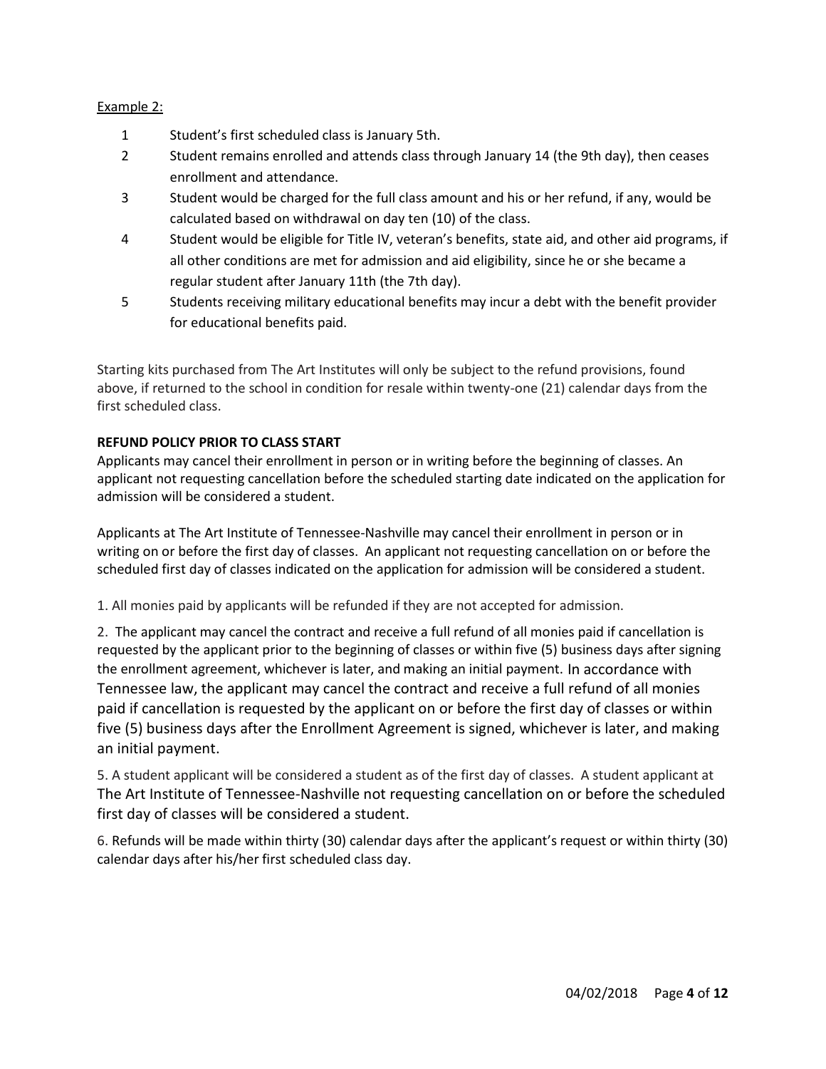Example 2:

1. Student's first scheduled class is January 5th.
2. Student remains enrolled and attends class through January 14 (the 9th day), then ceases enrollment and attendance.
3. Student would be charged for the full class amount and his or her refund, if any, would be calculated based on withdrawal on day ten (10) of the class.
4. Student would be eligible for Title IV, veteran's benefits, state aid, and other aid programs, if all other conditions are met for admission and aid eligibility, since he or she became a regular student after January 11th (the 7th day).
5. Students receiving military educational benefits may incur a debt with the benefit provider for educational benefits paid.

Starting kits purchased from The Art Institutes will only be subject to the refund provisions, found above, if returned to the school in condition for resale within twenty-one (21) calendar days from the first scheduled class.

**REFUND POLICY PRIOR TO CLASS START**

Applicants may cancel their enrollment in person or in writing before the beginning of classes. An applicant not requesting cancellation before the scheduled starting date indicated on the application for admission will be considered a student.

Applicants at The Art Institute of Tennessee-Nashville may cancel their enrollment in person or in writing on or before the first day of classes. An applicant not requesting cancellation on or before the scheduled first day of classes indicated on the application for admission will be considered a student.

1. All monies paid by applicants will be refunded if they are not accepted for admission.

2. The applicant may cancel the contract and receive a full refund of all monies paid if cancellation is requested by the applicant prior to the beginning of classes or within five (5) business days after signing the enrollment agreement, whichever is later, and making an initial payment. In accordance with Tennessee law, the applicant may cancel the contract and receive a full refund of all monies paid if cancellation is requested by the applicant on or before the first day of classes or within five (5) business days after the Enrollment Agreement is signed, whichever is later, and making an initial payment.

5. A student applicant will be considered a student as of the first day of classes. A student applicant at The Art Institute of Tennessee-Nashville not requesting cancellation on or before the scheduled first day of classes will be considered a student.

6. Refunds will be made within thirty (30) calendar days after the applicant's request or within thirty (30) calendar days after his/her first scheduled class day.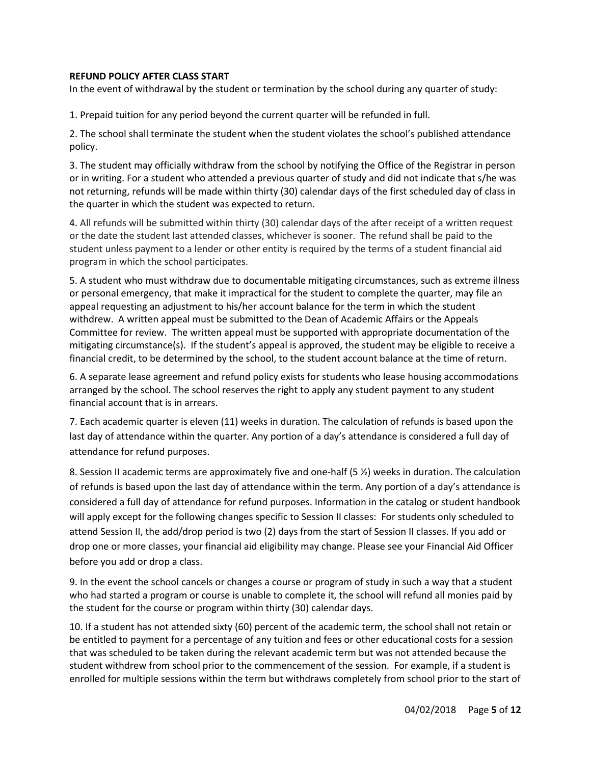**REFUND POLICY AFTER CLASS START**

In the event of withdrawal by the student or termination by the school during any quarter of study:

1. Prepaid tuition for any period beyond the current quarter will be refunded in full.

2. The school shall terminate the student when the student violates the school's published attendance policy.

3. The student may officially withdraw from the school by notifying the Office of the Registrar in person or in writing. For a student who attended a previous quarter of study and did not indicate that s/he was not returning, refunds will be made within thirty (30) calendar days of the first scheduled day of class in the quarter in which the student was expected to return.

4. All refunds will be submitted within thirty (30) calendar days of the after receipt of a written request or the date the student last attended classes, whichever is sooner. The refund shall be paid to the student unless payment to a lender or other entity is required by the terms of a student financial aid program in which the school participates.

5. A student who must withdraw due to documentable mitigating circumstances, such as extreme illness or personal emergency, that make it impractical for the student to complete the quarter, may file an appeal requesting an adjustment to his/her account balance for the term in which the student withdrew. A written appeal must be submitted to the Dean of Academic Affairs or the Appeals Committee for review. The written appeal must be supported with appropriate documentation of the mitigating circumstance(s). If the student's appeal is approved, the student may be eligible to receive a financial credit, to be determined by the school, to the student account balance at the time of return.

6. A separate lease agreement and refund policy exists for students who lease housing accommodations arranged by the school. The school reserves the right to apply any student payment to any student financial account that is in arrears.

7. Each academic quarter is eleven (11) weeks in duration. The calculation of refunds is based upon the last day of attendance within the quarter. Any portion of a day's attendance is considered a full day of attendance for refund purposes.

8. Session II academic terms are approximately five and one-half (5 ½) weeks in duration. The calculation of refunds is based upon the last day of attendance within the term. Any portion of a day's attendance is considered a full day of attendance for refund purposes. Information in the catalog or student handbook will apply except for the following changes specific to Session II classes: For students only scheduled to attend Session II, the add/drop period is two (2) days from the start of Session II classes. If you add or drop one or more classes, your financial aid eligibility may change. Please see your Financial Aid Officer before you add or drop a class.

9. In the event the school cancels or changes a course or program of study in such a way that a student who had started a program or course is unable to complete it, the school will refund all monies paid by the student for the course or program within thirty (30) calendar days.

10. If a student has not attended sixty (60) percent of the academic term, the school shall not retain or be entitled to payment for a percentage of any tuition and fees or other educational costs for a session that was scheduled to be taken during the relevant academic term but was not attended because the student withdrew from school prior to the commencement of the session. For example, if a student is enrolled for multiple sessions within the term but withdraws completely from school prior to the start of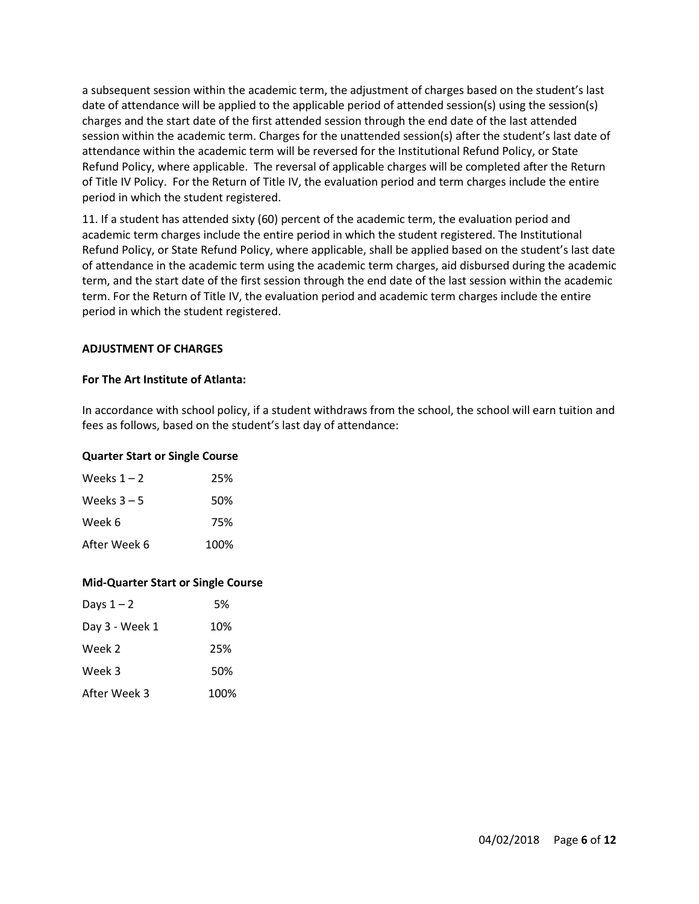a subsequent session within the academic term, the adjustment of charges based on the student's last date of attendance will be applied to the applicable period of attended session(s) using the session(s) charges and the start date of the first attended session through the end date of the last attended session within the academic term. Charges for the unattended session(s) after the student's last date of attendance within the academic term will be reversed for the Institutional Refund Policy, or State Refund Policy, where applicable. The reversal of applicable charges will be completed after the Return of Title IV Policy. For the Return of Title IV, the evaluation period and term charges include the entire period in which the student registered.

11. If a student has attended sixty (60) percent of the academic term, the evaluation period and academic term charges include the entire period in which the student registered. The Institutional Refund Policy, or State Refund Policy, where applicable, shall be applied based on the student's last date of attendance in the academic term using the academic term charges, aid disbursed during the academic term, and the start date of the first session through the end date of the last session within the academic term. For the Return of Title IV, the evaluation period and academic term charges include the entire period in which the student registered.

**ADJUSTMENT OF CHARGES**

**For The Art Institute of Atlanta:**

In accordance with school policy, if a student withdraws from the school, the school will earn tuition and fees as follows, based on the student's last day of attendance:

**Quarter Start or Single Course**

| | |
|---|---|
| Weeks 1 – 2 | 25% |
| Weeks 3 – 5 | 50% |
| Week 6 | 75% |
| After Week 6 | 100% |

**Mid-Quarter Start or Single Course**

| | |
|---|---|
| Days 1 – 2 | 5% |
| Day 3 - Week 1 | 10% |
| Week 2 | 25% |
| Week 3 | 50% |
| After Week 3 | 100% |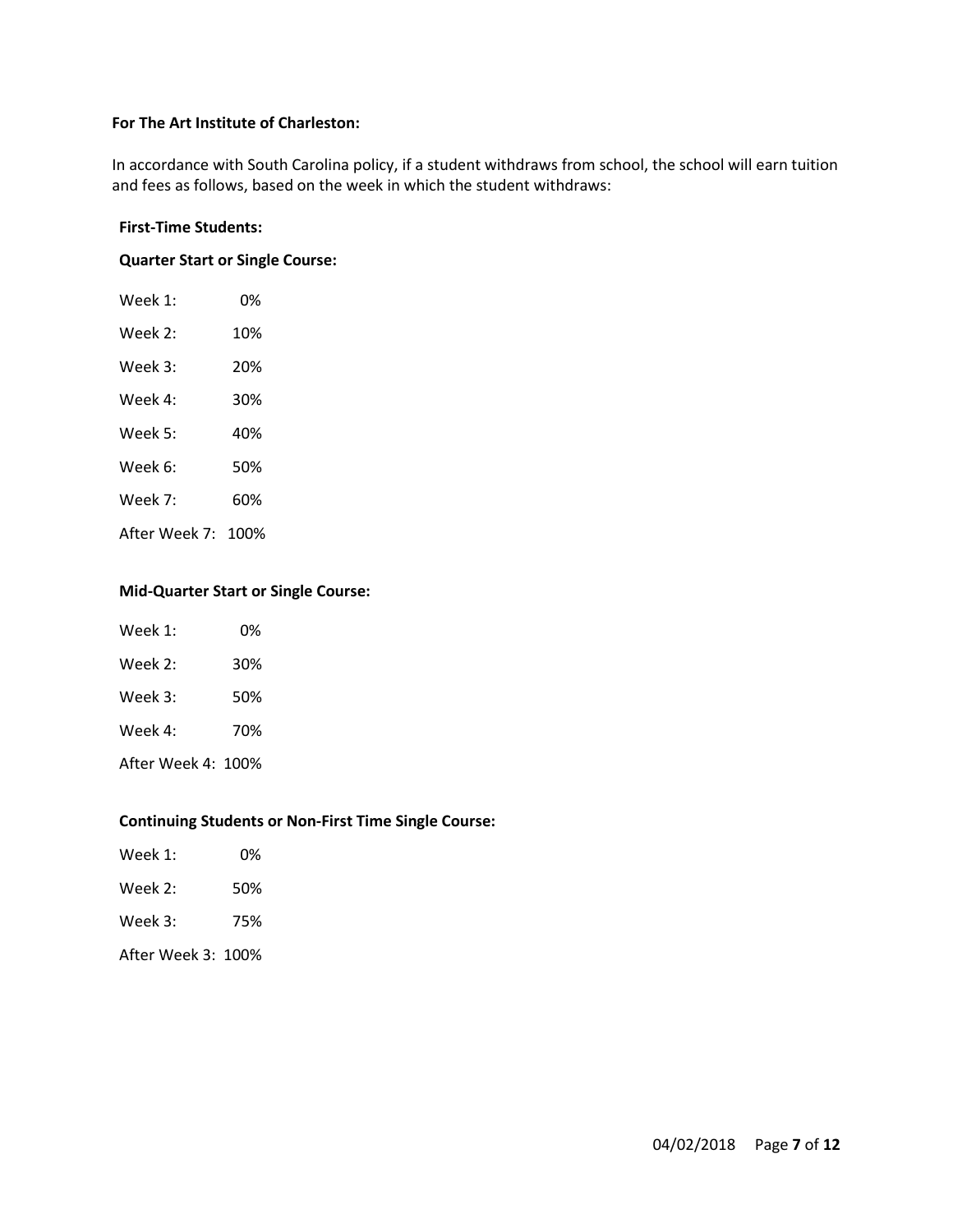**For The Art Institute of Charleston:**

In accordance with South Carolina policy, if a student withdraws from school, the school will earn tuition and fees as follows, based on the week in which the student withdraws:

**First-Time Students:**

**Quarter Start or Single Course:**

| | |
|---|---|
| Week 1: | 0% |
| Week 2: | 10% |
| Week 3: | 20% |
| Week 4: | 30% |
| Week 5: | 40% |
| Week 6: | 50% |
| Week 7: | 60% |
| After Week 7: | 100% |

**Mid-Quarter Start or Single Course:**

| | |
|---|---|
| Week 1: | 0% |
| Week 2: | 30% |
| Week 3: | 50% |
| Week 4: | 70% |
| After Week 4: | 100% |

**Continuing Students or Non-First Time Single Course:**

| | |
|---|---|
| Week 1: | 0% |
| Week 2: | 50% |
| Week 3: | 75% |
| After Week 3: | 100% |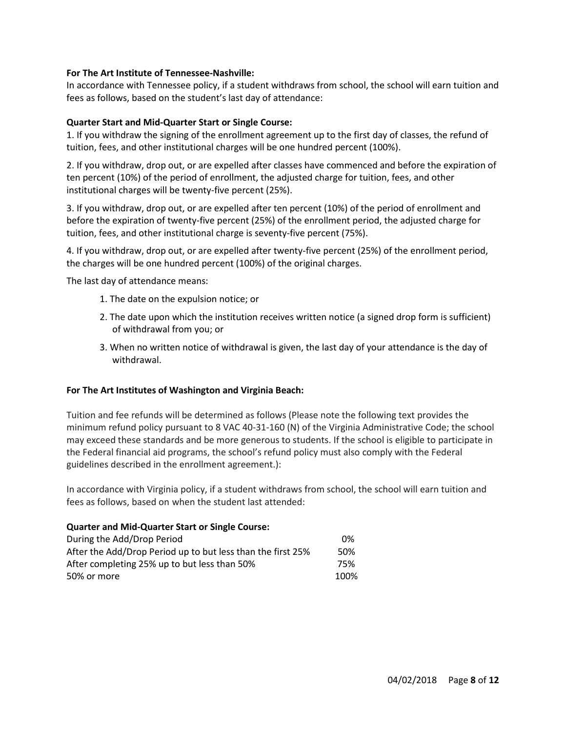**For The Art Institute of Tennessee-Nashville:**

In accordance with Tennessee policy, if a student withdraws from school, the school will earn tuition and fees as follows, based on the student's last day of attendance:

**Quarter Start and Mid-Quarter Start or Single Course:**

1. If you withdraw the signing of the enrollment agreement up to the first day of classes, the refund of tuition, fees, and other institutional charges will be one hundred percent (100%).

2. If you withdraw, drop out, or are expelled after classes have commenced and before the expiration of ten percent (10%) of the period of enrollment, the adjusted charge for tuition, fees, and other institutional charges will be twenty-five percent (25%).

3. If you withdraw, drop out, or are expelled after ten percent (10%) of the period of enrollment and before the expiration of twenty-five percent (25%) of the enrollment period, the adjusted charge for tuition, fees, and other institutional charge is seventy-five percent (75%).

4. If you withdraw, drop out, or are expelled after twenty-five percent (25%) of the enrollment period, the charges will be one hundred percent (100%) of the original charges.

The last day of attendance means:

1. The date on the expulsion notice; or
2. The date upon which the institution receives written notice (a signed drop form is sufficient) of withdrawal from you; or
3. When no written notice of withdrawal is given, the last day of your attendance is the day of withdrawal.

**For The Art Institutes of Washington and Virginia Beach:**

Tuition and fee refunds will be determined as follows (Please note the following text provides the minimum refund policy pursuant to 8 VAC 40-31-160 (N) of the Virginia Administrative Code; the school may exceed these standards and be more generous to students. If the school is eligible to participate in the Federal financial aid programs, the school's refund policy must also comply with the Federal guidelines described in the enrollment agreement.):

In accordance with Virginia policy, if a student withdraws from school, the school will earn tuition and fees as follows, based on when the student last attended:

**Quarter and Mid-Quarter Start or Single Course:**

| | |
|---|---|
| During the Add/Drop Period | 0% |
| After the Add/Drop Period up to but less than the first 25% | 50% |
| After completing 25% up to but less than 50% | 75% |
| 50% or more | 100% |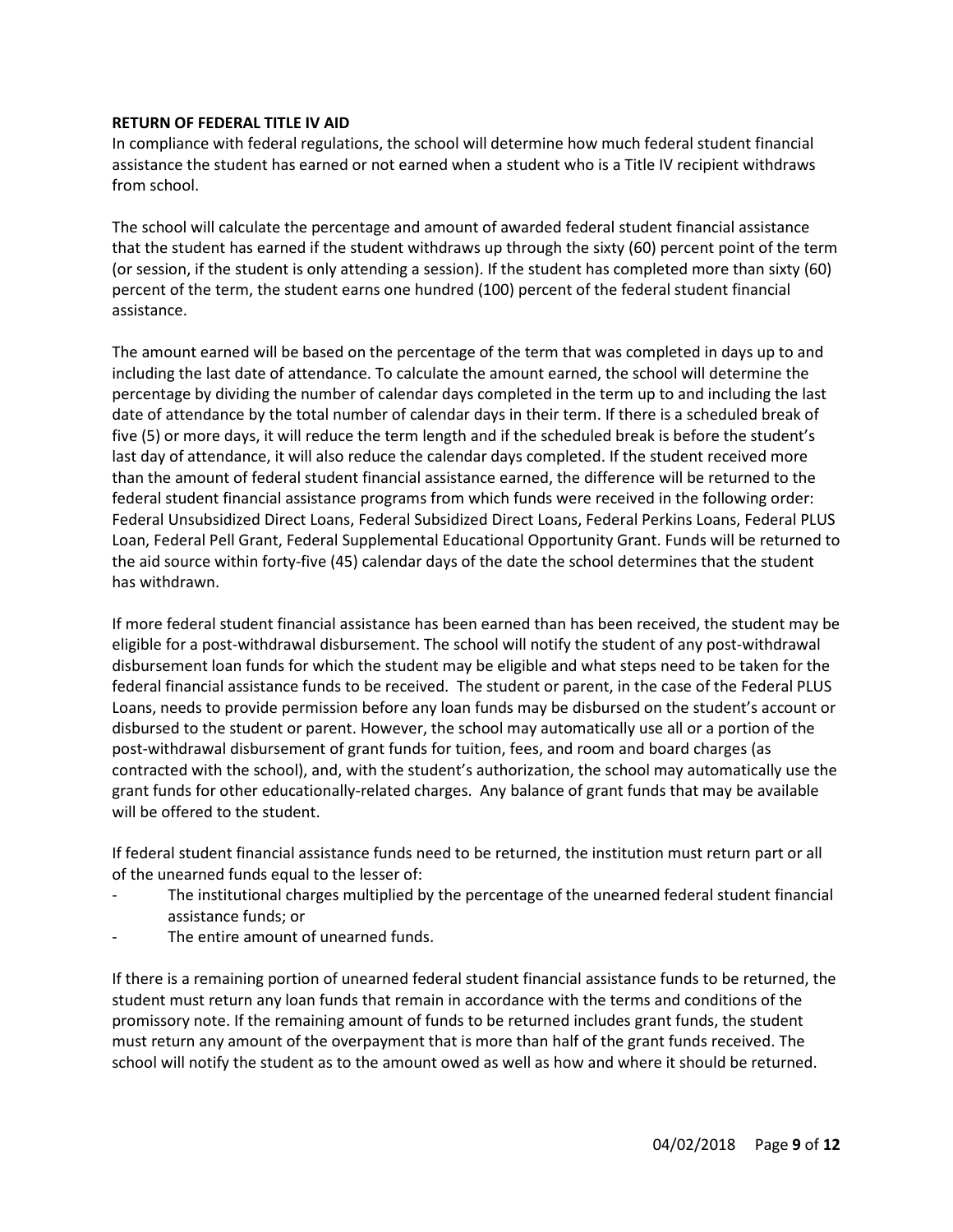**RETURN OF FEDERAL TITLE IV AID**

In compliance with federal regulations, the school will determine how much federal student financial assistance the student has earned or not earned when a student who is a Title IV recipient withdraws from school.

The school will calculate the percentage and amount of awarded federal student financial assistance that the student has earned if the student withdraws up through the sixty (60) percent point of the term (or session, if the student is only attending a session). If the student has completed more than sixty (60) percent of the term, the student earns one hundred (100) percent of the federal student financial assistance.

The amount earned will be based on the percentage of the term that was completed in days up to and including the last date of attendance. To calculate the amount earned, the school will determine the percentage by dividing the number of calendar days completed in the term up to and including the last date of attendance by the total number of calendar days in their term. If there is a scheduled break of five (5) or more days, it will reduce the term length and if the scheduled break is before the student's last day of attendance, it will also reduce the calendar days completed. If the student received more than the amount of federal student financial assistance earned, the difference will be returned to the federal student financial assistance programs from which funds were received in the following order: Federal Unsubsidized Direct Loans, Federal Subsidized Direct Loans, Federal Perkins Loans, Federal PLUS Loan, Federal Pell Grant, Federal Supplemental Educational Opportunity Grant. Funds will be returned to the aid source within forty-five (45) calendar days of the date the school determines that the student has withdrawn.

If more federal student financial assistance has been earned than has been received, the student may be eligible for a post-withdrawal disbursement. The school will notify the student of any post-withdrawal disbursement loan funds for which the student may be eligible and what steps need to be taken for the federal financial assistance funds to be received. The student or parent, in the case of the Federal PLUS Loans, needs to provide permission before any loan funds may be disbursed on the student's account or disbursed to the student or parent. However, the school may automatically use all or a portion of the post-withdrawal disbursement of grant funds for tuition, fees, and room and board charges (as contracted with the school), and, with the student's authorization, the school may automatically use the grant funds for other educationally-related charges. Any balance of grant funds that may be available will be offered to the student.

If federal student financial assistance funds need to be returned, the institution must return part or all of the unearned funds equal to the lesser of:

- The institutional charges multiplied by the percentage of the unearned federal student financial assistance funds; or
- The entire amount of unearned funds.

If there is a remaining portion of unearned federal student financial assistance funds to be returned, the student must return any loan funds that remain in accordance with the terms and conditions of the promissory note. If the remaining amount of funds to be returned includes grant funds, the student must return any amount of the overpayment that is more than half of the grant funds received. The school will notify the student as to the amount owed as well as how and where it should be returned.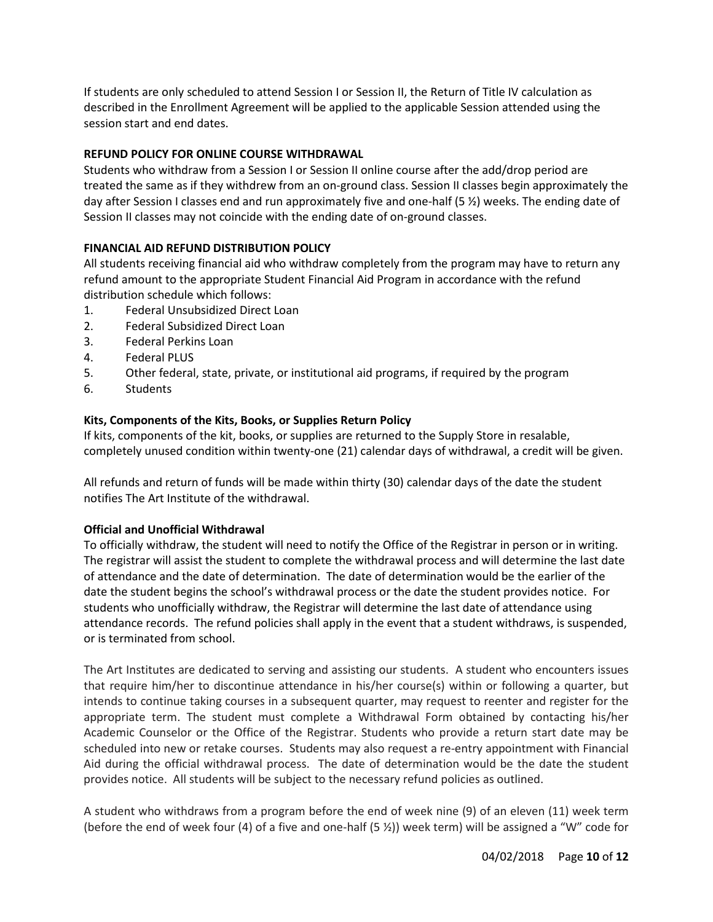If students are only scheduled to attend Session I or Session II, the Return of Title IV calculation as described in the Enrollment Agreement will be applied to the applicable Session attended using the session start and end dates.

**REFUND POLICY FOR ONLINE COURSE WITHDRAWAL**

Students who withdraw from a Session I or Session II online course after the add/drop period are treated the same as if they withdrew from an on-ground class. Session II classes begin approximately the day after Session I classes end and run approximately five and one-half (5 ½) weeks. The ending date of Session II classes may not coincide with the ending date of on-ground classes.

**FINANCIAL AID REFUND DISTRIBUTION POLICY**

All students receiving financial aid who withdraw completely from the program may have to return any refund amount to the appropriate Student Financial Aid Program in accordance with the refund distribution schedule which follows:

1. Federal Unsubsidized Direct Loan
2. Federal Subsidized Direct Loan
3. Federal Perkins Loan
4. Federal PLUS
5. Other federal, state, private, or institutional aid programs, if required by the program
6. Students

**Kits, Components of the Kits, Books, or Supplies Return Policy**

If kits, components of the kit, books, or supplies are returned to the Supply Store in resalable, completely unused condition within twenty-one (21) calendar days of withdrawal, a credit will be given.

All refunds and return of funds will be made within thirty (30) calendar days of the date the student notifies The Art Institute of the withdrawal.

**Official and Unofficial Withdrawal**

To officially withdraw, the student will need to notify the Office of the Registrar in person or in writing. The registrar will assist the student to complete the withdrawal process and will determine the last date of attendance and the date of determination. The date of determination would be the earlier of the date the student begins the school's withdrawal process or the date the student provides notice. For students who unofficially withdraw, the Registrar will determine the last date of attendance using attendance records. The refund policies shall apply in the event that a student withdraws, is suspended, or is terminated from school.

The Art Institutes are dedicated to serving and assisting our students. A student who encounters issues that require him/her to discontinue attendance in his/her course(s) within or following a quarter, but intends to continue taking courses in a subsequent quarter, may request to reenter and register for the appropriate term. The student must complete a Withdrawal Form obtained by contacting his/her Academic Counselor or the Office of the Registrar. Students who provide a return start date may be scheduled into new or retake courses. Students may also request a re-entry appointment with Financial Aid during the official withdrawal process. The date of determination would be the date the student provides notice. All students will be subject to the necessary refund policies as outlined.

A student who withdraws from a program before the end of week nine (9) of an eleven (11) week term (before the end of week four (4) of a five and one-half (5 ½)) week term) will be assigned a "W" code for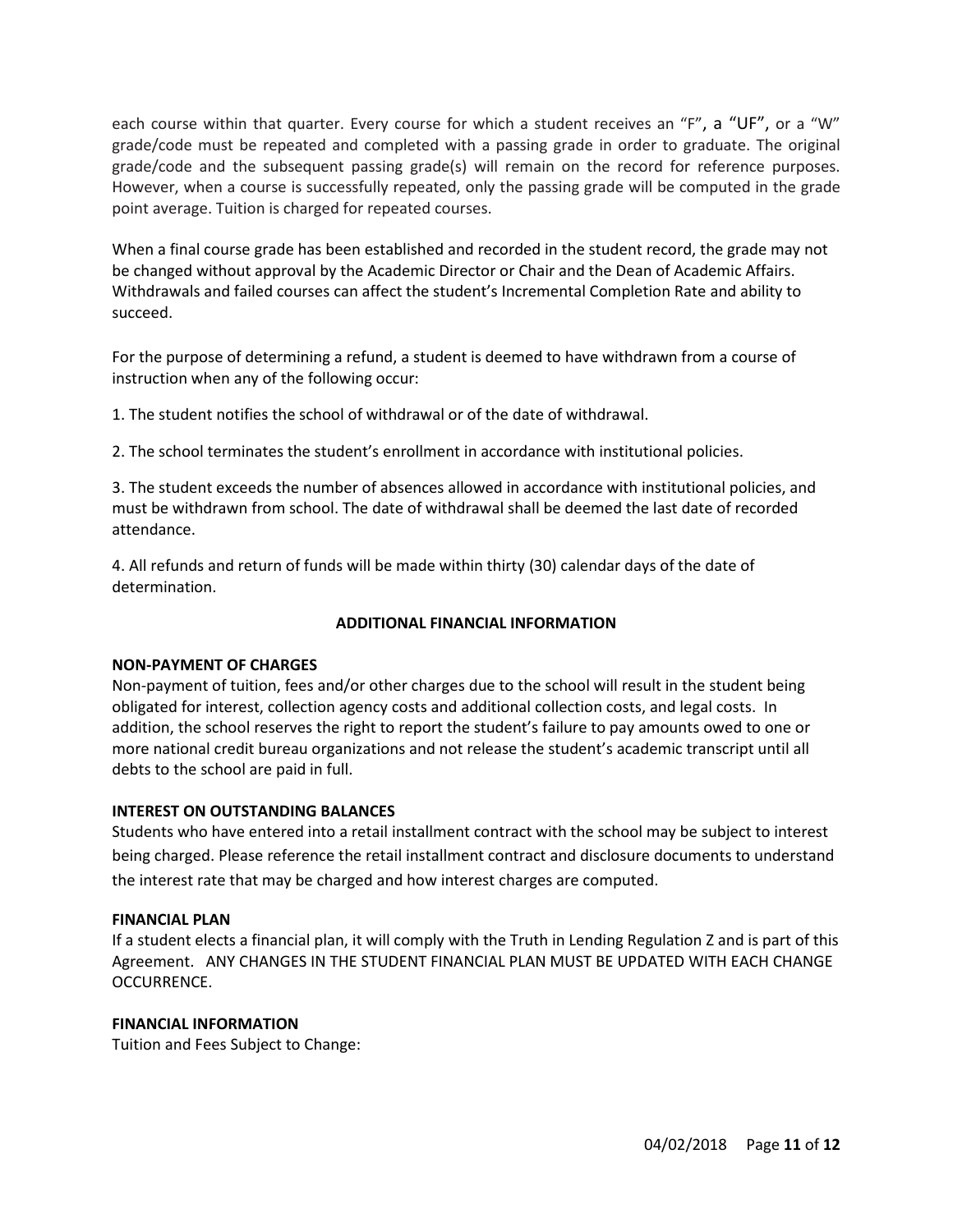each course within that quarter. Every course for which a student receives an "F", a "UF", or a "W" grade/code must be repeated and completed with a passing grade in order to graduate. The original grade/code and the subsequent passing grade(s) will remain on the record for reference purposes. However, when a course is successfully repeated, only the passing grade will be computed in the grade point average. Tuition is charged for repeated courses.

When a final course grade has been established and recorded in the student record, the grade may not be changed without approval by the Academic Director or Chair and the Dean of Academic Affairs. Withdrawals and failed courses can affect the student's Incremental Completion Rate and ability to succeed.

For the purpose of determining a refund, a student is deemed to have withdrawn from a course of instruction when any of the following occur:

1. The student notifies the school of withdrawal or of the date of withdrawal.

2. The school terminates the student's enrollment in accordance with institutional policies.

3. The student exceeds the number of absences allowed in accordance with institutional policies, and must be withdrawn from school. The date of withdrawal shall be deemed the last date of recorded attendance.

4. All refunds and return of funds will be made within thirty (30) calendar days of the date of determination.

## ADDITIONAL FINANCIAL INFORMATION

**NON-PAYMENT OF CHARGES**

Non-payment of tuition, fees and/or other charges due to the school will result in the student being obligated for interest, collection agency costs and additional collection costs, and legal costs. In addition, the school reserves the right to report the student's failure to pay amounts owed to one or more national credit bureau organizations and not release the student's academic transcript until all debts to the school are paid in full.

**INTEREST ON OUTSTANDING BALANCES**

Students who have entered into a retail installment contract with the school may be subject to interest being charged. Please reference the retail installment contract and disclosure documents to understand the interest rate that may be charged and how interest charges are computed.

**FINANCIAL PLAN**

If a student elects a financial plan, it will comply with the Truth in Lending Regulation Z and is part of this Agreement. ANY CHANGES IN THE STUDENT FINANCIAL PLAN MUST BE UPDATED WITH EACH CHANGE OCCURRENCE.

**FINANCIAL INFORMATION**

Tuition and Fees Subject to Change: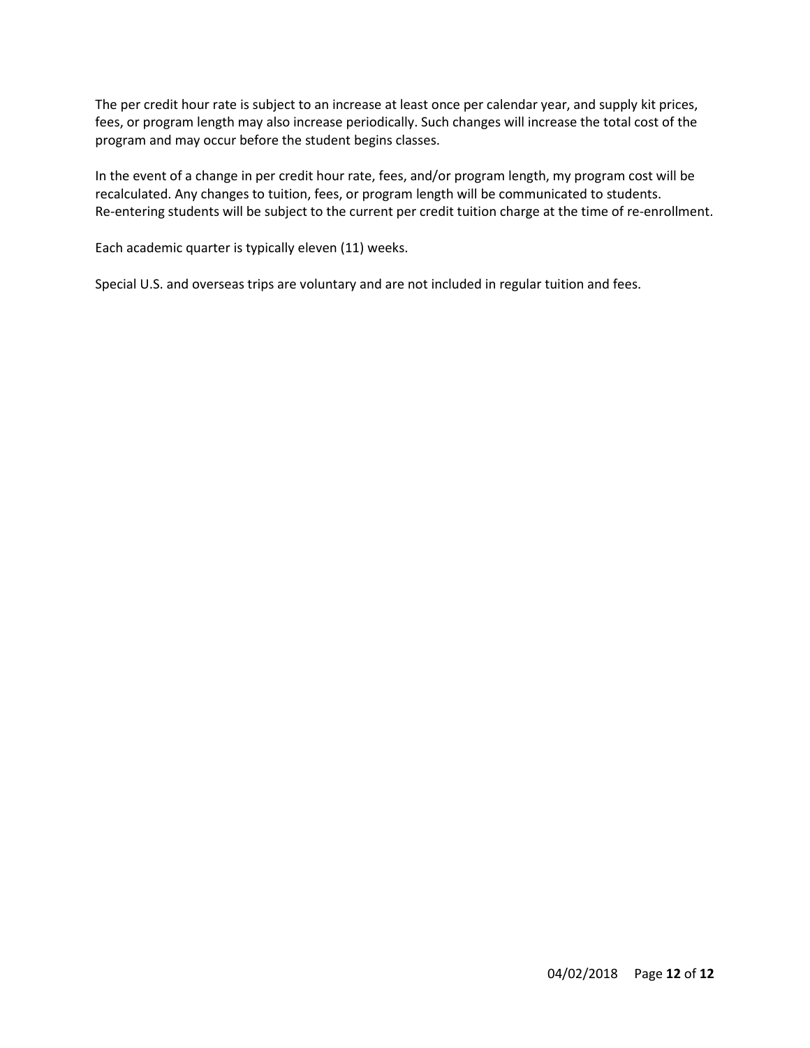The per credit hour rate is subject to an increase at least once per calendar year, and supply kit prices, fees, or program length may also increase periodically. Such changes will increase the total cost of the program and may occur before the student begins classes.

In the event of a change in per credit hour rate, fees, and/or program length, my program cost will be recalculated. Any changes to tuition, fees, or program length will be communicated to students. Re-entering students will be subject to the current per credit tuition charge at the time of re-enrollment.

Each academic quarter is typically eleven (11) weeks.

Special U.S. and overseas trips are voluntary and are not included in regular tuition and fees.